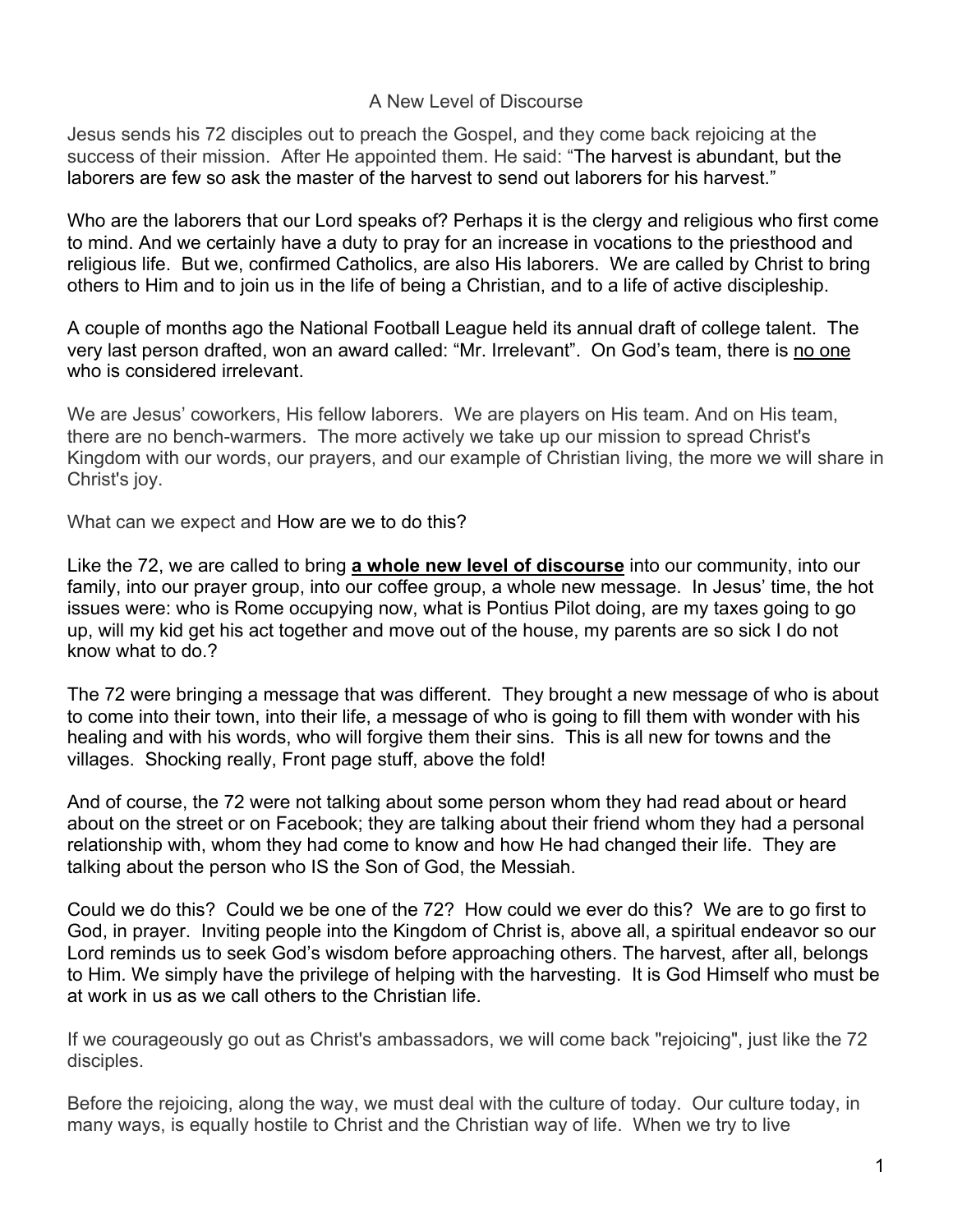# A New Level of Discourse

Jesus sends his 72 disciples out to preach the Gospel, and they come back rejoicing at the success of their mission. After He appointed them. He said: "The harvest is abundant, but the laborers are few so ask the master of the harvest to send out laborers for his harvest."

Who are the laborers that our Lord speaks of? Perhaps it is the clergy and religious who first come to mind. And we certainly have a duty to pray for an increase in vocations to the priesthood and religious life. But we, confirmed Catholics, are also His laborers. We are called by Christ to bring others to Him and to join us in the life of being a Christian, and to a life of active discipleship.

A couple of months ago the National Football League held its annual draft of college talent. The very last person drafted, won an award called: "Mr. Irrelevant". On God's team, there is no one who is considered irrelevant.

We are Jesus' coworkers, His fellow laborers. We are players on His team. And on His team, there are no bench-warmers. The more actively we take up our mission to spread Christ's Kingdom with our words, our prayers, and our example of Christian living, the more we will share in Christ's joy.

What can we expect and How are we to do this?

Like the 72, we are called to bring **a whole new level of discourse** into our community, into our family, into our prayer group, into our coffee group, a whole new message. In Jesus' time, the hot issues were: who is Rome occupying now, what is Pontius Pilot doing, are my taxes going to go up, will my kid get his act together and move out of the house, my parents are so sick I do not know what to do.?

The 72 were bringing a message that was different. They brought a new message of who is about to come into their town, into their life, a message of who is going to fill them with wonder with his healing and with his words, who will forgive them their sins. This is all new for towns and the villages. Shocking really, Front page stuff, above the fold!

And of course, the 72 were not talking about some person whom they had read about or heard about on the street or on Facebook; they are talking about their friend whom they had a personal relationship with, whom they had come to know and how He had changed their life. They are talking about the person who IS the Son of God, the Messiah.

Could we do this? Could we be one of the 72? How could we ever do this? We are to go first to God, in prayer. Inviting people into the Kingdom of Christ is, above all, a spiritual endeavor so our Lord reminds us to seek God's wisdom before approaching others. The harvest, after all, belongs to Him. We simply have the privilege of helping with the harvesting. It is God Himself who must be at work in us as we call others to the Christian life.

If we courageously go out as Christ's ambassadors, we will come back "rejoicing", just like the 72 disciples.

Before the rejoicing, along the way, we must deal with the culture of today. Our culture today, in many ways, is equally hostile to Christ and the Christian way of life. When we try to live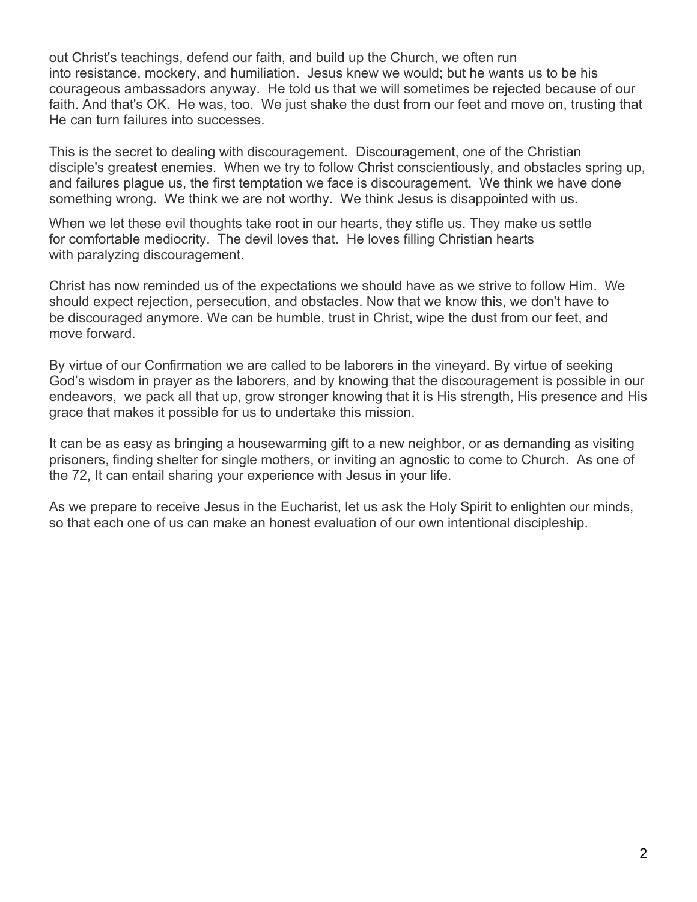out Christ's teachings, defend our faith, and build up the Church, we often run into resistance, mockery, and humiliation. Jesus knew we would; but he wants us to be his courageous ambassadors anyway. He told us that we will sometimes be rejected because of our faith. And that's OK. He was, too. We just shake the dust from our feet and move on, trusting that He can turn failures into successes.

This is the secret to dealing with discouragement. Discouragement, one of the Christian disciple's greatest enemies. When we try to follow Christ conscientiously, and obstacles spring up, and failures plague us, the first temptation we face is discouragement. We think we have done something wrong. We think we are not worthy. We think Jesus is disappointed with us.

When we let these evil thoughts take root in our hearts, they stifle us. They make us settle for comfortable mediocrity. The devil loves that. He loves filling Christian hearts with paralyzing discouragement.

Christ has now reminded us of the expectations we should have as we strive to follow Him. We should expect rejection, persecution, and obstacles. Now that we know this, we don't have to be discouraged anymore. We can be humble, trust in Christ, wipe the dust from our feet, and move forward.

By virtue of our Confirmation we are called to be laborers in the vineyard. By virtue of seeking God's wisdom in prayer as the laborers, and by knowing that the discouragement is possible in our endeavors, we pack all that up, grow stronger <u>knowing</u> that it is His strength, His presence and His grace that makes it possible for us to undertake this mission.

It can be as easy as bringing a housewarming gift to a new neighbor, or as demanding as visiting prisoners, finding shelter for single mothers, or inviting an agnostic to come to Church. As one of the 72, It can entail sharing your experience with Jesus in your life.

As we prepare to receive Jesus in the Eucharist, let us ask the Holy Spirit to enlighten our minds, so that each one of us can make an honest evaluation of our own intentional discipleship.